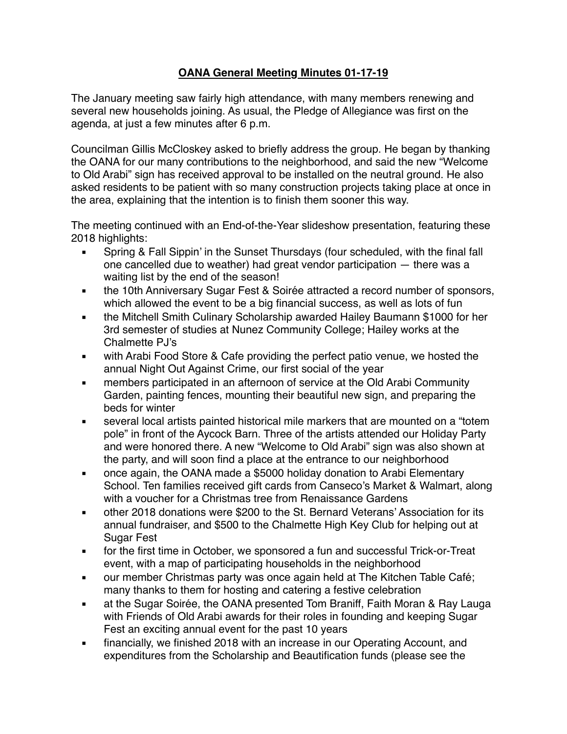# OANA General Meeting Minutes 01-17-19

The January meeting saw fairly high attendance, with many members renewing and several new households joining. As usual, the Pledge of Allegiance was first on the agenda, at just a few minutes after 6 p.m.

Councilman Gillis McCloskey asked to briefly address the group. He began by thanking the OANA for our many contributions to the neighborhood, and said the new "Welcome to Old Arabi" sign has received approval to be installed on the neutral ground. He also asked residents to be patient with so many construction projects taking place at once in the area, explaining that the intention is to finish them sooner this way.

The meeting continued with an End-of-the-Year slideshow presentation, featuring these 2018 highlights:

- Spring & Fall Sippin' in the Sunset Thursdays (four scheduled, with the final fall one cancelled due to weather) had great vendor participation — there was a waiting list by the end of the season!
- the 10th Anniversary Sugar Fest & Soirée attracted a record number of sponsors, which allowed the event to be a big financial success, as well as lots of fun
- the Mitchell Smith Culinary Scholarship awarded Hailey Baumann $1000 for her 3rd semester of studies at Nunez Community College; Hailey works at the Chalmette PJ's
- with Arabi Food Store & Cafe providing the perfect patio venue, we hosted the annual Night Out Against Crime, our first social of the year
- members participated in an afternoon of service at the Old Arabi Community Garden, painting fences, mounting their beautiful new sign, and preparing the beds for winter
- several local artists painted historical mile markers that are mounted on a "totem pole" in front of the Aycock Barn. Three of the artists attended our Holiday Party and were honored there. A new "Welcome to Old Arabi" sign was also shown at the party, and will soon find a place at the entrance to our neighborhood
- once again, the OANA made a $5000 holiday donation to Arabi Elementary School. Ten families received gift cards from Canseco's Market & Walmart, along with a voucher for a Christmas tree from Renaissance Gardens
- other 2018 donations were $200 to the St. Bernard Veterans' Association for its annual fundraiser, and $500 to the Chalmette High Key Club for helping out at Sugar Fest
- for the first time in October, we sponsored a fun and successful Trick-or-Treat event, with a map of participating households in the neighborhood
- our member Christmas party was once again held at The Kitchen Table Café; many thanks to them for hosting and catering a festive celebration
- at the Sugar Soirée, the OANA presented Tom Braniff, Faith Moran & Ray Lauga with Friends of Old Arabi awards for their roles in founding and keeping Sugar Fest an exciting annual event for the past 10 years
- financially, we finished 2018 with an increase in our Operating Account, and expenditures from the Scholarship and Beautification funds (please see the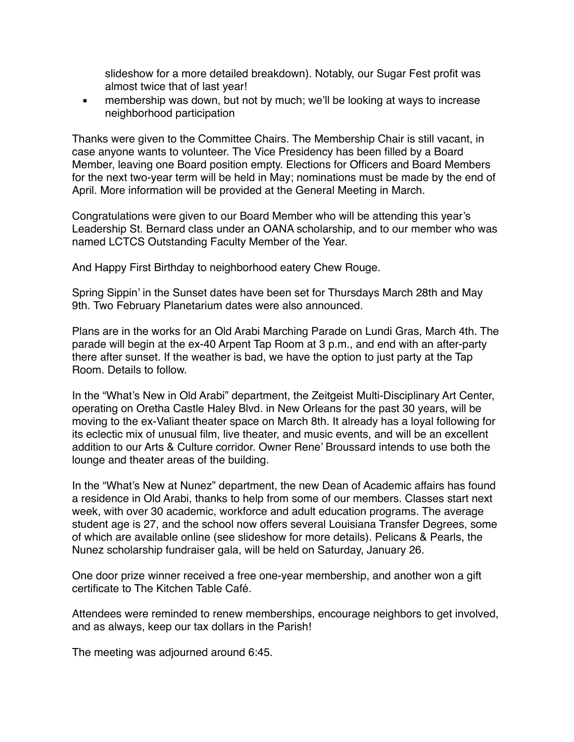slideshow for a more detailed breakdown). Notably, our Sugar Fest profit was almost twice that of last year!

- membership was down, but not by much; we'll be looking at ways to increase neighborhood participation

Thanks were given to the Committee Chairs. The Membership Chair is still vacant, in case anyone wants to volunteer. The Vice Presidency has been filled by a Board Member, leaving one Board position empty. Elections for Officers and Board Members for the next two-year term will be held in May; nominations must be made by the end of April. More information will be provided at the General Meeting in March.

Congratulations were given to our Board Member who will be attending this year's Leadership St. Bernard class under an OANA scholarship, and to our member who was named LCTCS Outstanding Faculty Member of the Year.

And Happy First Birthday to neighborhood eatery Chew Rouge.

Spring Sippin' in the Sunset dates have been set for Thursdays March 28th and May 9th. Two February Planetarium dates were also announced.

Plans are in the works for an Old Arabi Marching Parade on Lundi Gras, March 4th. The parade will begin at the ex-40 Arpent Tap Room at 3 p.m., and end with an after-party there after sunset. If the weather is bad, we have the option to just party at the Tap Room. Details to follow.

In the "What's New in Old Arabi" department, the Zeitgeist Multi-Disciplinary Art Center, operating on Oretha Castle Haley Blvd. in New Orleans for the past 30 years, will be moving to the ex-Valiant theater space on March 8th. It already has a loyal following for its eclectic mix of unusual film, live theater, and music events, and will be an excellent addition to our Arts & Culture corridor. Owner Rene' Broussard intends to use both the lounge and theater areas of the building.

In the "What's New at Nunez" department, the new Dean of Academic affairs has found a residence in Old Arabi, thanks to help from some of our members. Classes start next week, with over 30 academic, workforce and adult education programs. The average student age is 27, and the school now offers several Louisiana Transfer Degrees, some of which are available online (see slideshow for more details). Pelicans & Pearls, the Nunez scholarship fundraiser gala, will be held on Saturday, January 26.

One door prize winner received a free one-year membership, and another won a gift certificate to The Kitchen Table Café.

Attendees were reminded to renew memberships, encourage neighbors to get involved, and as always, keep our tax dollars in the Parish!

The meeting was adjourned around 6:45.